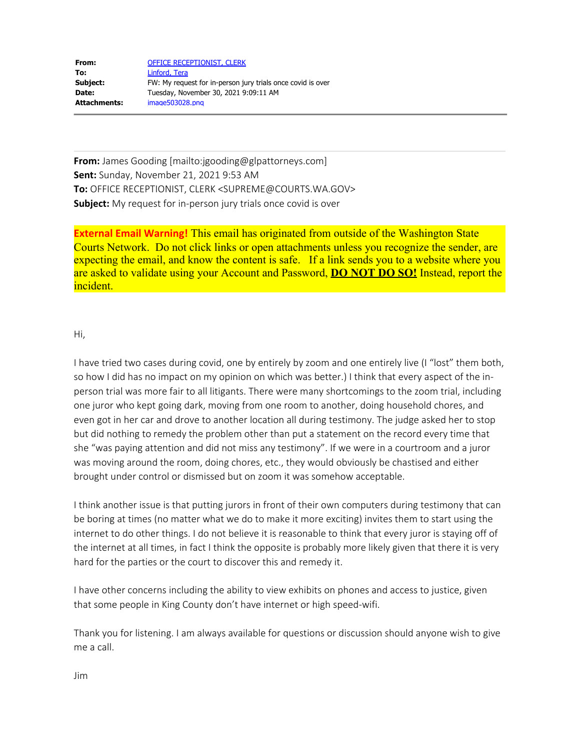**From:** OFFICE RECEPTIONIST, CLERK
**To:** Linford, Tera
**Subject:** FW: My request for in-person jury trials once covid is over
**Date:** Tuesday, November 30, 2021 9:09:11 AM
**Attachments:** image503028.png

---

**From:** James Gooding [mailto:jgooding@glpattorneys.com]
**Sent:** Sunday, November 21, 2021 9:53 AM
**To:** OFFICE RECEPTIONIST, CLERK <SUPREME@COURTS.WA.GOV>
**Subject:** My request for in-person jury trials once covid is over

**External Email Warning!** This email has originated from outside of the Washington State Courts Network. Do not click links or open attachments unless you recognize the sender, are expecting the email, and know the content is safe. If a link sends you to a website where you are asked to validate using your Account and Password, **DO NOT DO SO!** Instead, report the incident.

Hi,

I have tried two cases during covid, one by entirely by zoom and one entirely live (I "lost" them both, so how I did has no impact on my opinion on which was better.) I think that every aspect of the in-person trial was more fair to all litigants. There were many shortcomings to the zoom trial, including one juror who kept going dark, moving from one room to another, doing household chores, and even got in her car and drove to another location all during testimony. The judge asked her to stop but did nothing to remedy the problem other than put a statement on the record every time that she "was paying attention and did not miss any testimony". If we were in a courtroom and a juror was moving around the room, doing chores, etc., they would obviously be chastised and either brought under control or dismissed but on zoom it was somehow acceptable.

I think another issue is that putting jurors in front of their own computers during testimony that can be boring at times (no matter what we do to make it more exciting) invites them to start using the internet to do other things. I do not believe it is reasonable to think that every juror is staying off of the internet at all times, in fact I think the opposite is probably more likely given that there it is very hard for the parties or the court to discover this and remedy it.

I have other concerns including the ability to view exhibits on phones and access to justice, given that some people in King County don't have internet or high speed-wifi.

Thank you for listening. I am always available for questions or discussion should anyone wish to give me a call.

Jim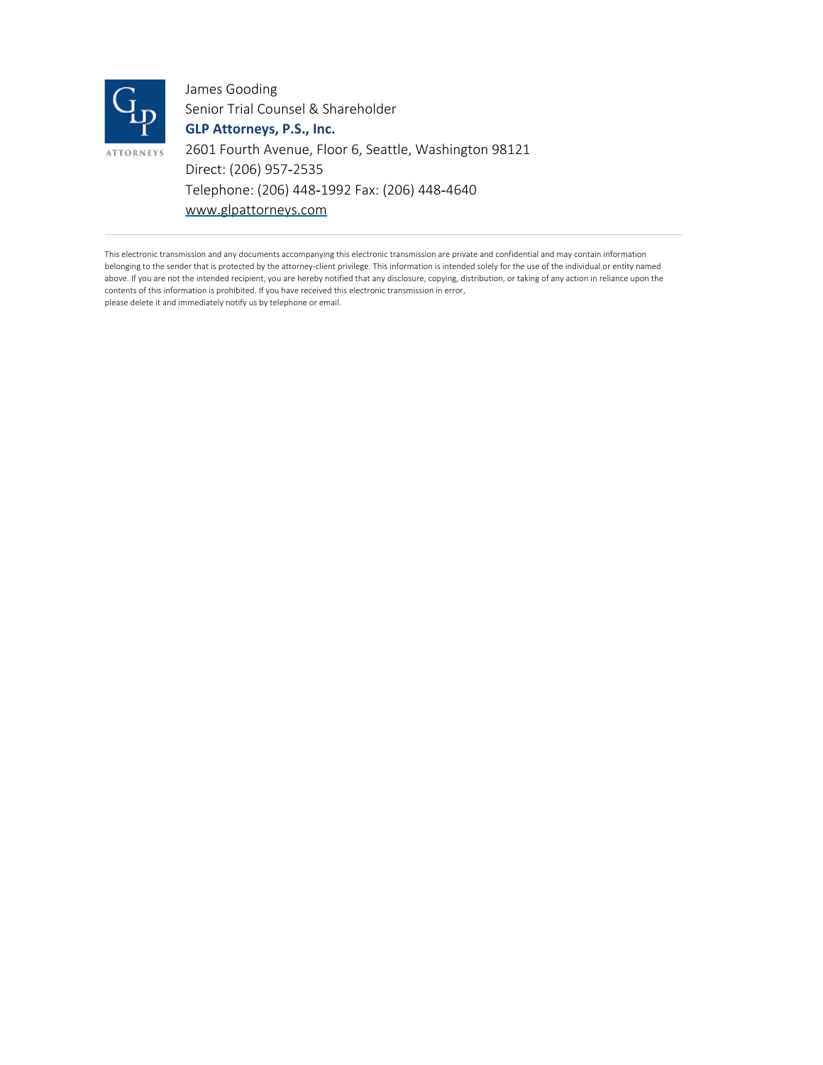ATTORNEYS

James Gooding
Senior Trial Counsel & Shareholder
**GLP Attorneys, P.S., Inc.**
2601 Fourth Avenue, Floor 6, Seattle, Washington 98121
Direct: (206) 957-2535
Telephone: (206) 448-1992 Fax: (206) 448-4640
www.glpattorneys.com

---

This electronic transmission and any documents accompanying this electronic transmission are private and confidential and may contain information belonging to the sender that is protected by the attorney-client privilege. This information is intended solely for the use of the individual or entity named above. If you are not the intended recipient, you are hereby notified that any disclosure, copying, distribution, or taking of any action in reliance upon the contents of this information is prohibited. If you have received this electronic transmission in error,
please delete it and immediately notify us by telephone or email.